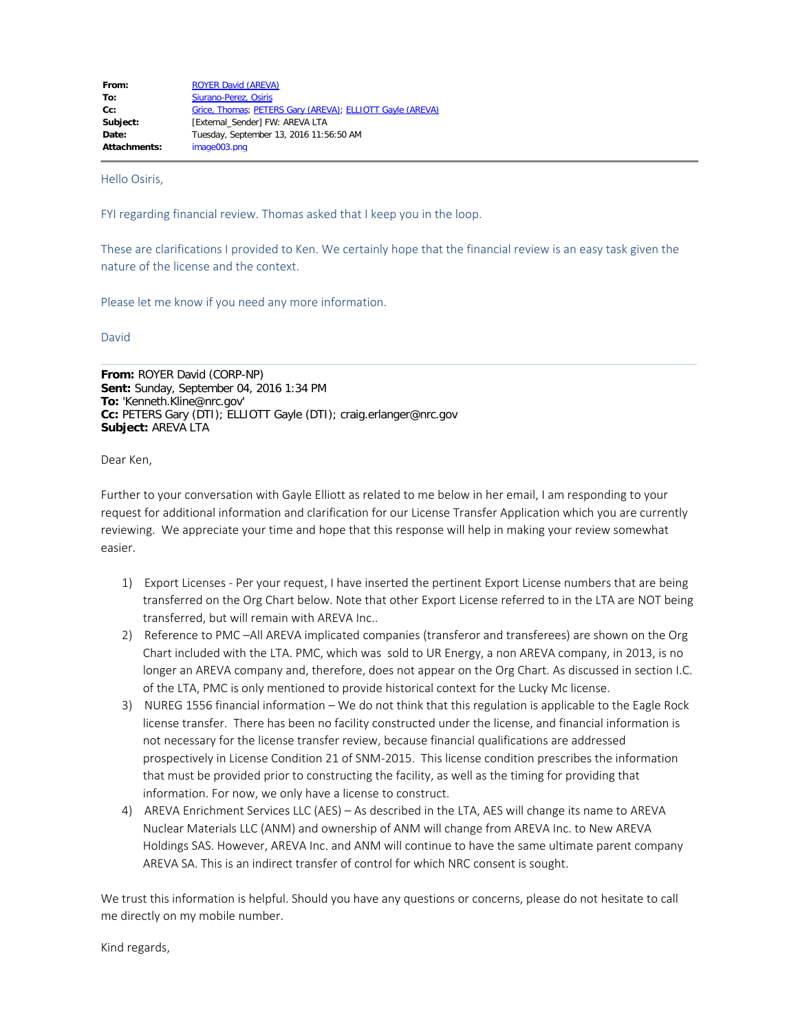| | |
|---|---|
| **From:** | ROYER David (AREVA) |
| **To:** | Siurano-Perez, Osiris |
| **Cc:** | Grice, Thomas; PETERS Gary (AREVA); ELLIOTT Gayle (AREVA) |
| **Subject:** | [External_Sender] FW: AREVA LTA |
| **Date:** | Tuesday, September 13, 2016 11:56:50 AM |
| **Attachments:** | image003.png |

Hello Osiris,

FYI regarding financial review. Thomas asked that I keep you in the loop.

These are clarifications I provided to Ken. We certainly hope that the financial review is an easy task given the nature of the license and the context.

Please let me know if you need any more information.

David

---

**From:** ROYER David (CORP-NP)
**Sent:** Sunday, September 04, 2016 1:34 PM
**To:** 'Kenneth.Kline@nrc.gov'
**Cc:** PETERS Gary (DTI); ELLIOTT Gayle (DTI); craig.erlanger@nrc.gov
**Subject:** AREVA LTA

Dear Ken,

Further to your conversation with Gayle Elliott as related to me below in her email, I am responding to your request for additional information and clarification for our License Transfer Application which you are currently reviewing. We appreciate your time and hope that this response will help in making your review somewhat easier.

1) Export Licenses - Per your request, I have inserted the pertinent Export License numbers that are being transferred on the Org Chart below. Note that other Export License referred to in the LTA are NOT being transferred, but will remain with AREVA Inc..
2) Reference to PMC –All AREVA implicated companies (transferor and transferees) are shown on the Org Chart included with the LTA. PMC, which was sold to UR Energy, a non AREVA company, in 2013, is no longer an AREVA company and, therefore, does not appear on the Org Chart. As discussed in section I.C. of the LTA, PMC is only mentioned to provide historical context for the Lucky Mc license.
3) NUREG 1556 financial information – We do not think that this regulation is applicable to the Eagle Rock license transfer. There has been no facility constructed under the license, and financial information is not necessary for the license transfer review, because financial qualifications are addressed prospectively in License Condition 21 of SNM-2015. This license condition prescribes the information that must be provided prior to constructing the facility, as well as the timing for providing that information. For now, we only have a license to construct.
4) AREVA Enrichment Services LLC (AES) – As described in the LTA, AES will change its name to AREVA Nuclear Materials LLC (ANM) and ownership of ANM will change from AREVA Inc. to New AREVA Holdings SAS. However, AREVA Inc. and ANM will continue to have the same ultimate parent company AREVA SA. This is an indirect transfer of control for which NRC consent is sought.

We trust this information is helpful. Should you have any questions or concerns, please do not hesitate to call me directly on my mobile number.

Kind regards,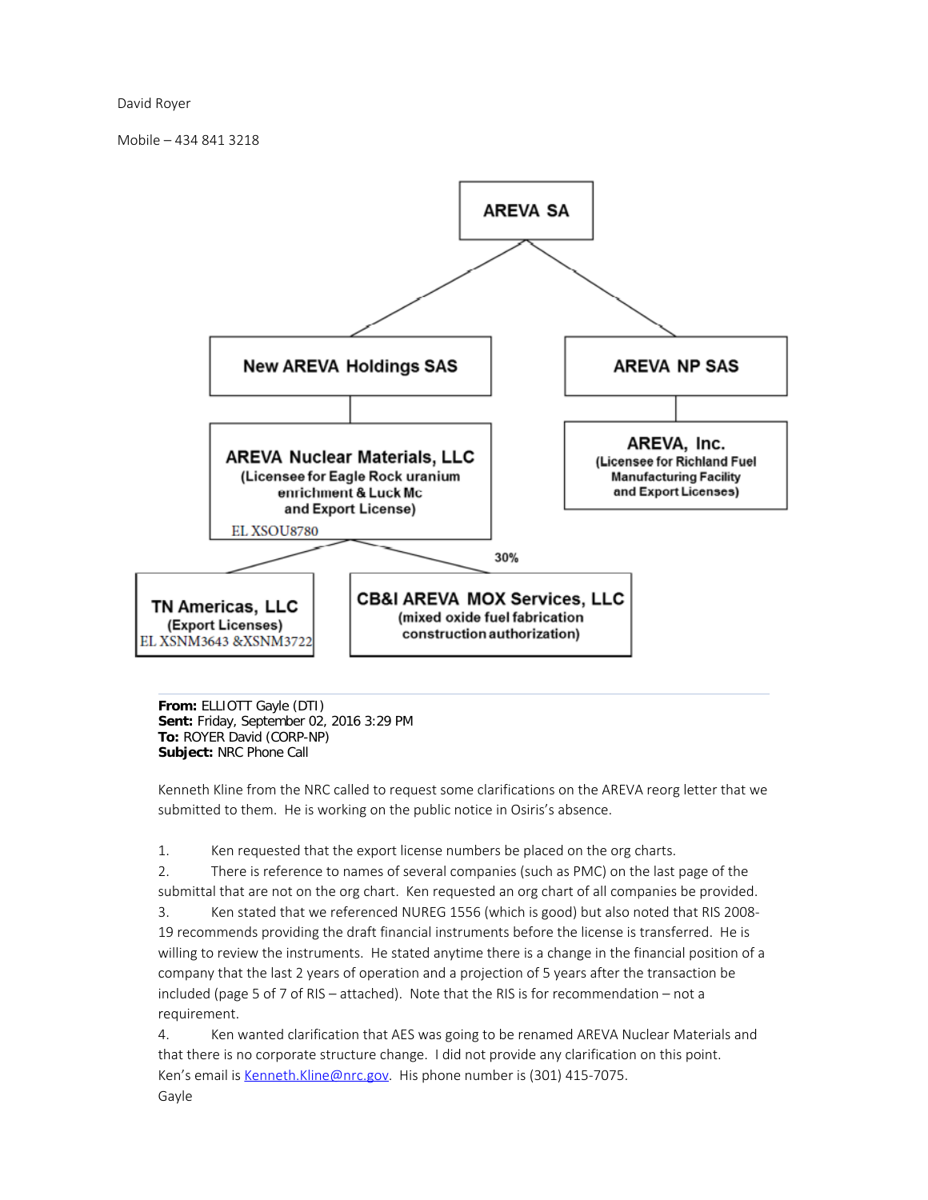David Royer

Mobile – 434 841 3218

AREVA SA

New AREVA Holdings SAS

AREVA NP SAS

**AREVA Nuclear Materials, LLC**
(Licensee for Eagle Rock uranium enrichment & Luck Mc and Export License)
EL XSOU8780

**AREVA, Inc.**
(Licensee for Richland Fuel Manufacturing Facility and Export Licenses)

**TN Americas, LLC**
(Export Licenses)
EL XSNM3643 &XSNM3722

30%

**CB&I AREVA MOX Services, LLC**
(mixed oxide fuel fabrication construction authorization)

---

**From:** ELLIOTT Gayle (DTI)
**Sent:** Friday, September 02, 2016 3:29 PM
**To:** ROYER David (CORP-NP)
**Subject:** NRC Phone Call

Kenneth Kline from the NRC called to request some clarifications on the AREVA reorg letter that we submitted to them. He is working on the public notice in Osiris's absence.

1. Ken requested that the export license numbers be placed on the org charts.
2. There is reference to names of several companies (such as PMC) on the last page of the submittal that are not on the org chart. Ken requested an org chart of all companies be provided.
3. Ken stated that we referenced NUREG 1556 (which is good) but also noted that RIS 2008-19 recommends providing the draft financial instruments before the license is transferred. He is willing to review the instruments. He stated anytime there is a change in the financial position of a company that the last 2 years of operation and a projection of 5 years after the transaction be included (page 5 of 7 of RIS – attached). Note that the RIS is for recommendation – not a requirement.
4. Ken wanted clarification that AES was going to be renamed AREVA Nuclear Materials and that there is no corporate structure change. I did not provide any clarification on this point.

Ken's email is Kenneth.Kline@nrc.gov. His phone number is (301) 415-7075.
Gayle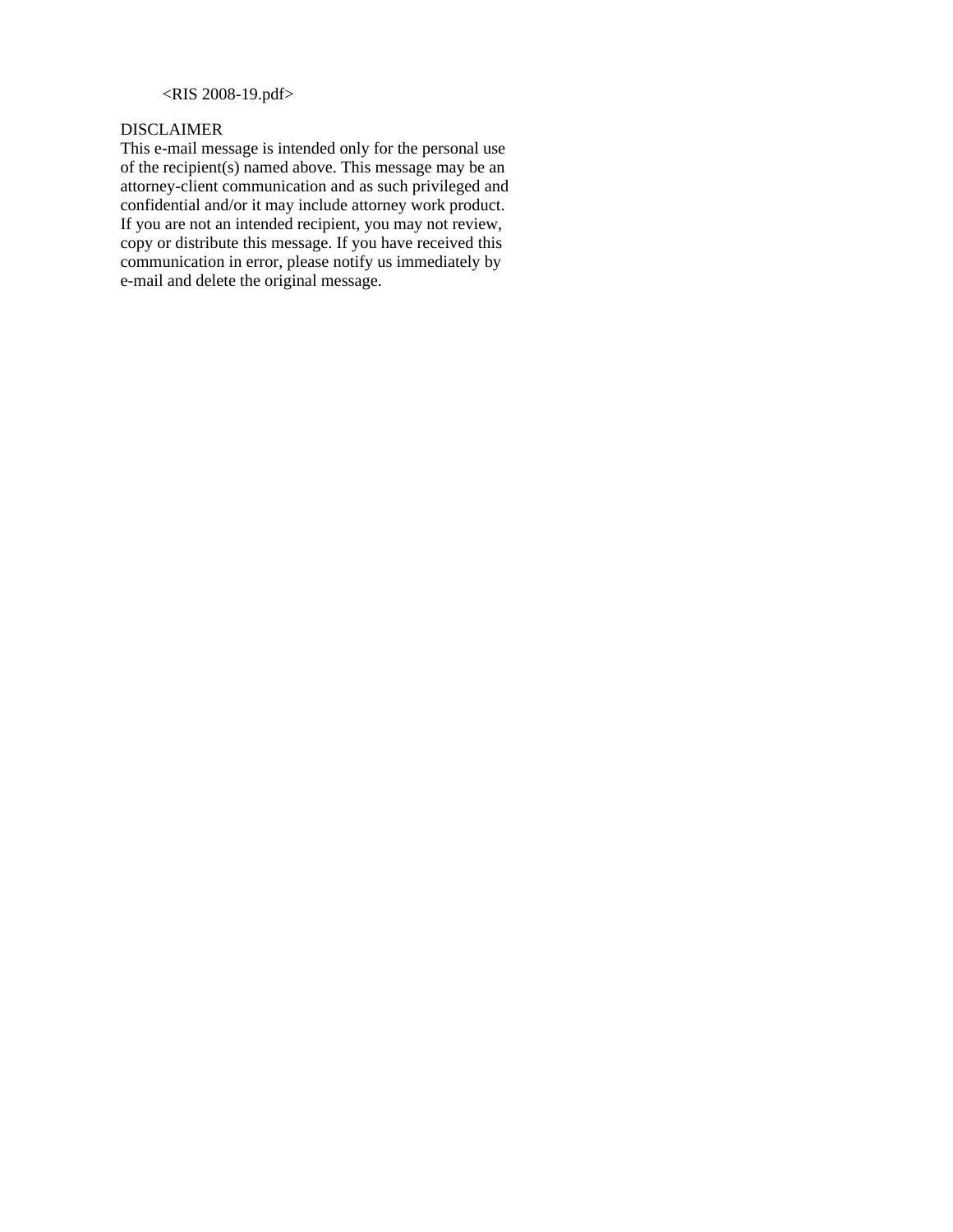<RIS 2008-19.pdf>

DISCLAIMER
This e-mail message is intended only for the personal use of the recipient(s) named above. This message may be an attorney-client communication and as such privileged and confidential and/or it may include attorney work product. If you are not an intended recipient, you may not review, copy or distribute this message. If you have received this communication in error, please notify us immediately by e-mail and delete the original message.